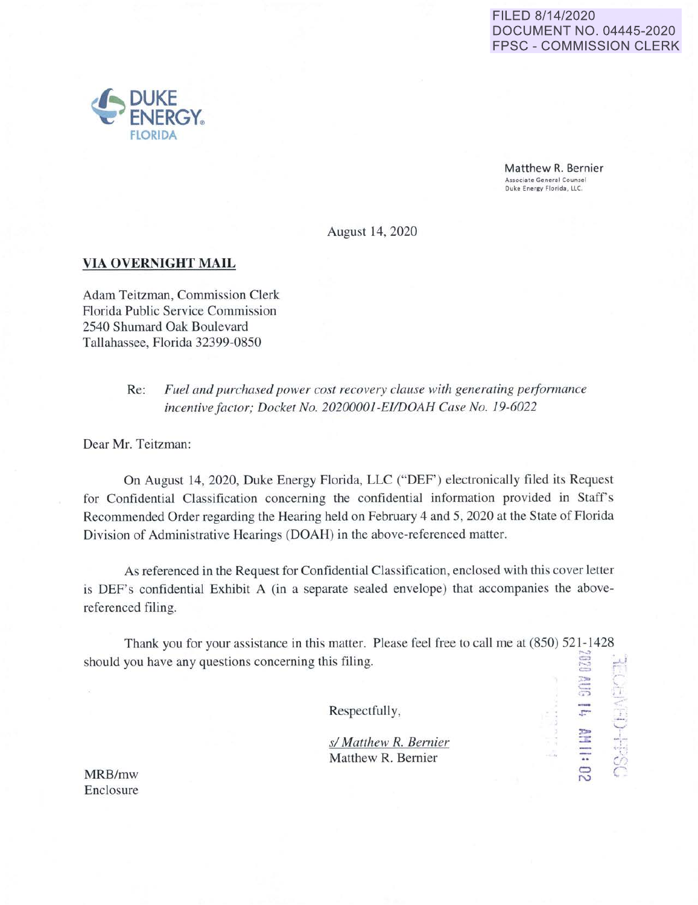FILED 8/14/2020
DOCUMENT NO. 04445-2020
FPSC - COMMISSION CLERK

DUKE ENERGY
FLORIDA

Matthew R. Bernier
Associate General Counsel
Duke Energy Florida, LLC.

August 14, 2020

**VIA OVERNIGHT MAIL**

Adam Teitzman, Commission Clerk
Florida Public Service Commission
2540 Shumard Oak Boulevard
Tallahassee, Florida 32399-0850

Re: *Fuel and purchased power cost recovery clause with generating performance incentive factor; Docket No. 20200001-EI/DOAH Case No. 19-6022*

Dear Mr. Teitzman:

On August 14, 2020, Duke Energy Florida, LLC ("DEF") electronically filed its Request for Confidential Classification concerning the confidential information provided in Staff's Recommended Order regarding the Hearing held on February 4 and 5, 2020 at the State of Florida Division of Administrative Hearings (DOAH) in the above-referenced matter.

As referenced in the Request for Confidential Classification, enclosed with this cover letter is DEF's confidential Exhibit A (in a separate sealed envelope) that accompanies the above-referenced filing.

Thank you for your assistance in this matter. Please feel free to call me at (850) 521-1428 should you have any questions concerning this filing.

Respectfully,

*s/ Matthew R. Bernier*
Matthew R. Bernier

MRB/mw
Enclosure

RECEIVED-FPSC
2020 AUG 14 AM 11: 02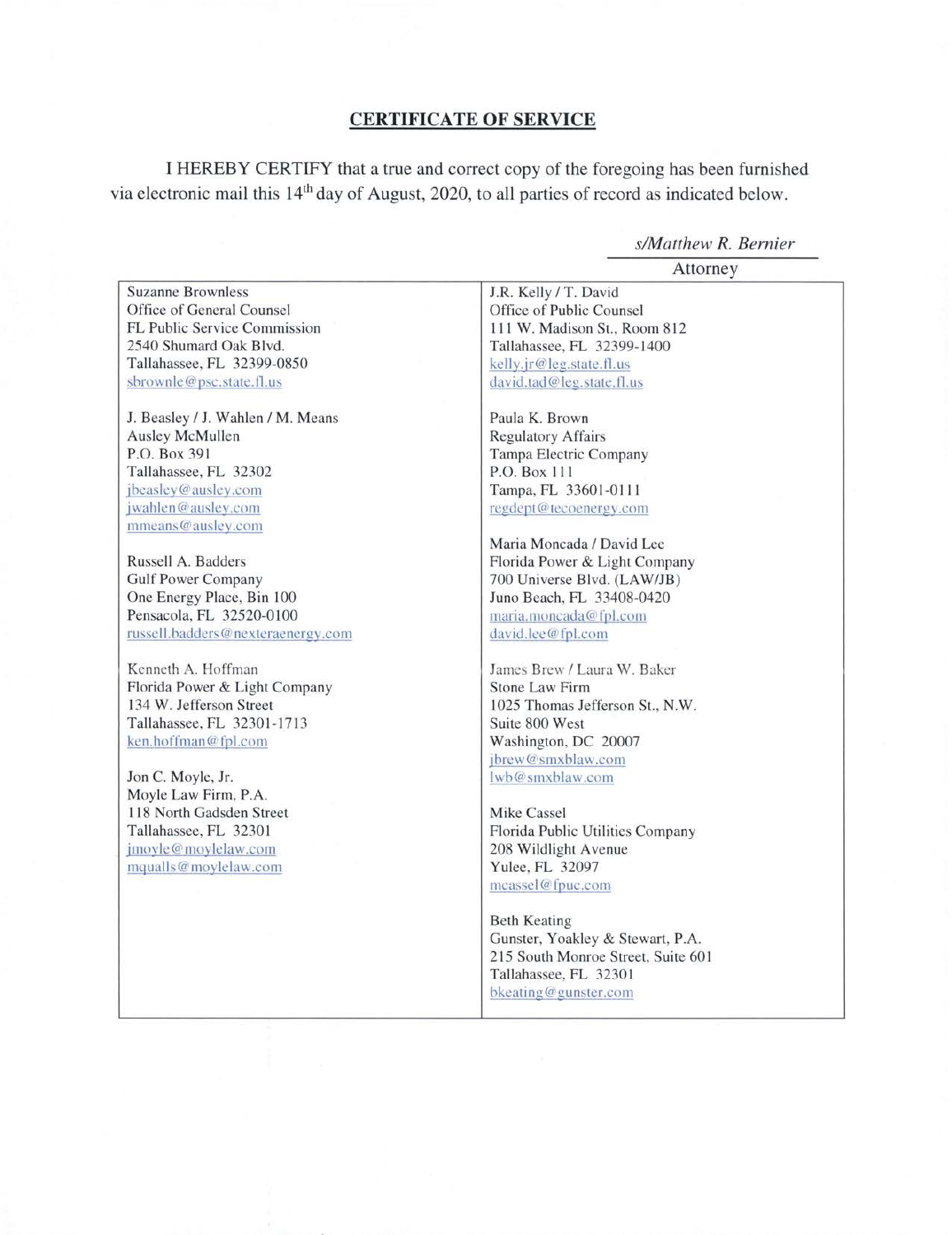## CERTIFICATE OF SERVICE

I HEREBY CERTIFY that a true and correct copy of the foregoing has been furnished via electronic mail this 14th day of August, 2020, to all parties of record as indicated below.

*s/Matthew R. Bernier*
Attorney

| | |
|---|---|
| Suzanne Brownless<br>Office of General Counsel<br>FL Public Service Commission<br>2540 Shumard Oak Blvd.<br>Tallahassee, FL 32399-0850<br>sbrownle@psc.state.fl.us | J.R. Kelly / T. David<br>Office of Public Counsel<br>111 W. Madison St., Room 812<br>Tallahassee, FL 32399-1400<br>kelly.jr@leg.state.fl.us<br>david.tad@leg.state.fl.us |
| J. Beasley / J. Wahlen / M. Means<br>Ausley McMullen<br>P.O. Box 391<br>Tallahassee, FL 32302<br>jbeasley@ausley.com<br>jwahlen@ausley.com<br>mmeans@ausley.com | Paula K. Brown<br>Regulatory Affairs<br>Tampa Electric Company<br>P.O. Box 111<br>Tampa, FL 33601-0111<br>regdept@tecoenergy.com |
| Russell A. Badders<br>Gulf Power Company<br>One Energy Place, Bin 100<br>Pensacola, FL 32520-0100<br>russell.badders@nexteraenergy.com | Maria Moncada / David Lee<br>Florida Power & Light Company<br>700 Universe Blvd. (LAW/JB)<br>Juno Beach, FL 33408-0420<br>maria.moncada@fpl.com<br>david.lee@fpl.com |
| Kenneth A. Hoffman<br>Florida Power & Light Company<br>134 W. Jefferson Street<br>Tallahassee, FL 32301-1713<br>ken.hoffman@fpl.com | James Brew / Laura W. Baker<br>Stone Law Firm<br>1025 Thomas Jefferson St., N.W.<br>Suite 800 West<br>Washington, DC 20007<br>jbrew@smxblaw.com<br>lwb@smxblaw.com |
| Jon C. Moyle, Jr.<br>Moyle Law Firm, P.A.<br>118 North Gadsden Street<br>Tallahassee, FL 32301<br>jmoyle@moylelaw.com<br>mqualls@moylelaw.com | Mike Cassel<br>Florida Public Utilities Company<br>208 Wildlight Avenue<br>Yulee, FL 32097<br>mcassel@fpuc.com |
| | Beth Keating<br>Gunster, Yoakley & Stewart, P.A.<br>215 South Monroe Street, Suite 601<br>Tallahassee, FL 32301<br>bkeating@gunster.com |